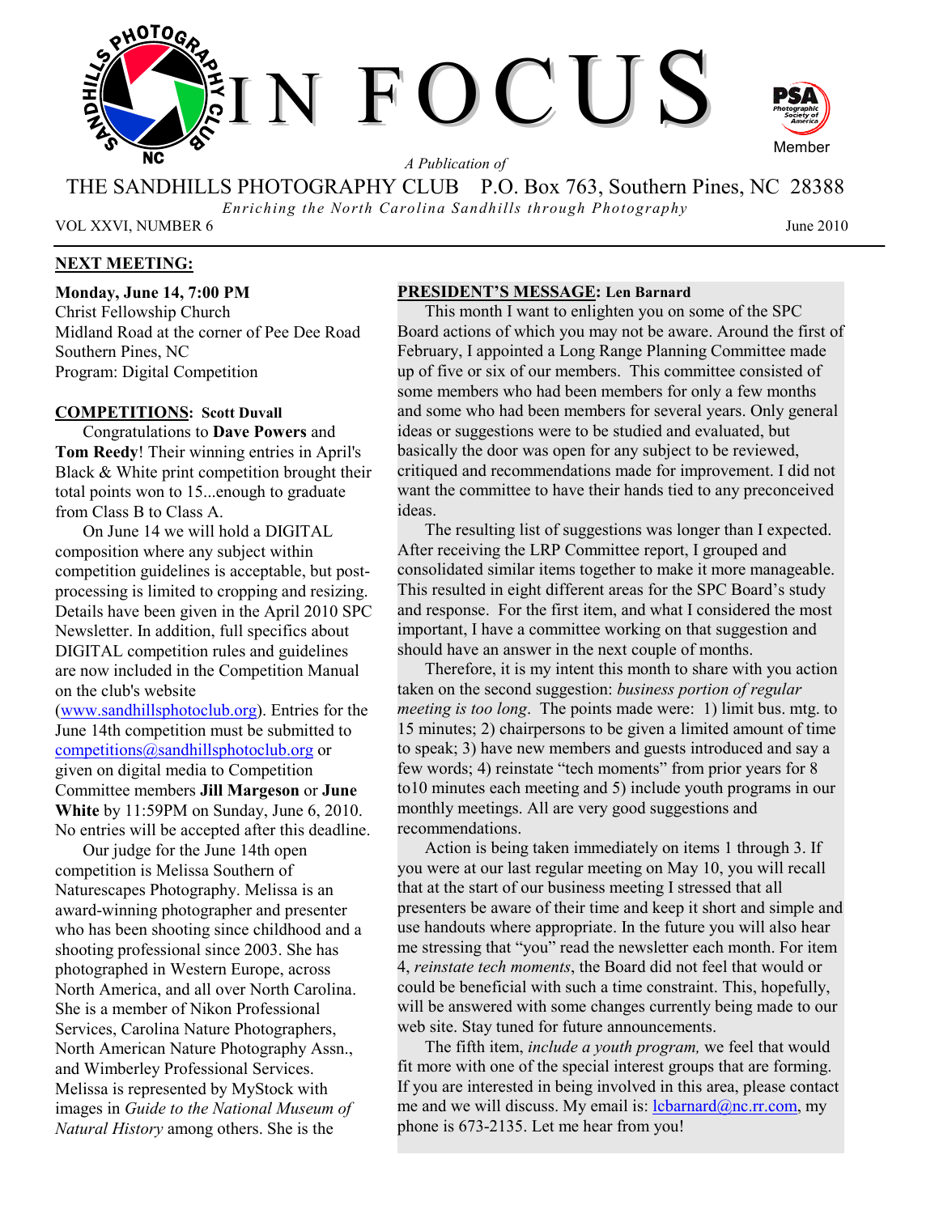# IN FOCUS

*A Publication of*

THE SANDHILLS PHOTOGRAPHY CLUB P.O. Box 763, Southern Pines, NC 28388

*Enriching the North Carolina Sandhills through Photography*

VOL XXVI, NUMBER 6 June 2010

PSA Photographic Society of America Member

## NEXT MEETING:

**Monday, June 14, 7:00 PM**
Christ Fellowship Church
Midland Road at the corner of Pee Dee Road
Southern Pines, NC
Program: Digital Competition

## COMPETITIONS: Scott Duvall

Congratulations to **Dave Powers** and **Tom Reedy**! Their winning entries in April's Black & White print competition brought their total points won to 15...enough to graduate from Class B to Class A.

On June 14 we will hold a DIGITAL composition where any subject within competition guidelines is acceptable, but post-processing is limited to cropping and resizing. Details have been given in the April 2010 SPC Newsletter. In addition, full specifics about DIGITAL competition rules and guidelines are now included in the Competition Manual on the club's website (www.sandhillsphotoclub.org). Entries for the June 14th competition must be submitted to competitions@sandhillsphotoclub.org or given on digital media to Competition Committee members **Jill Margeson** or **June White** by 11:59PM on Sunday, June 6, 2010. No entries will be accepted after this deadline.

Our judge for the June 14th open competition is Melissa Southern of Naturescapes Photography. Melissa is an award-winning photographer and presenter who has been shooting since childhood and a shooting professional since 2003. She has photographed in Western Europe, across North America, and all over North Carolina. She is a member of Nikon Professional Services, Carolina Nature Photographers, North American Nature Photography Assn., and Wimberley Professional Services. Melissa is represented by MyStock with images in *Guide to the National Museum of Natural History* among others. She is the

## PRESIDENT'S MESSAGE: Len Barnard

This month I want to enlighten you on some of the SPC Board actions of which you may not be aware. Around the first of February, I appointed a Long Range Planning Committee made up of five or six of our members. This committee consisted of some members who had been members for only a few months and some who had been members for several years. Only general ideas or suggestions were to be studied and evaluated, but basically the door was open for any subject to be reviewed, critiqued and recommendations made for improvement. I did not want the committee to have their hands tied to any preconceived ideas.

The resulting list of suggestions was longer than I expected. After receiving the LRP Committee report, I grouped and consolidated similar items together to make it more manageable. This resulted in eight different areas for the SPC Board's study and response. For the first item, and what I considered the most important, I have a committee working on that suggestion and should have an answer in the next couple of months.

Therefore, it is my intent this month to share with you action taken on the second suggestion: *business portion of regular meeting is too long*. The points made were: 1) limit bus. mtg. to 15 minutes; 2) chairpersons to be given a limited amount of time to speak; 3) have new members and guests introduced and say a few words; 4) reinstate "tech moments" from prior years for 8 to10 minutes each meeting and 5) include youth programs in our monthly meetings. All are very good suggestions and recommendations.

Action is being taken immediately on items 1 through 3. If you were at our last regular meeting on May 10, you will recall that at the start of our business meeting I stressed that all presenters be aware of their time and keep it short and simple and use handouts where appropriate. In the future you will also hear me stressing that "you" read the newsletter each month. For item 4, *reinstate tech moments*, the Board did not feel that would or could be beneficial with such a time constraint. This, hopefully, will be answered with some changes currently being made to our web site. Stay tuned for future announcements.

The fifth item, *include a youth program,* we feel that would fit more with one of the special interest groups that are forming. If you are interested in being involved in this area, please contact me and we will discuss. My email is: lcbarnard@nc.rr.com, my phone is 673-2135. Let me hear from you!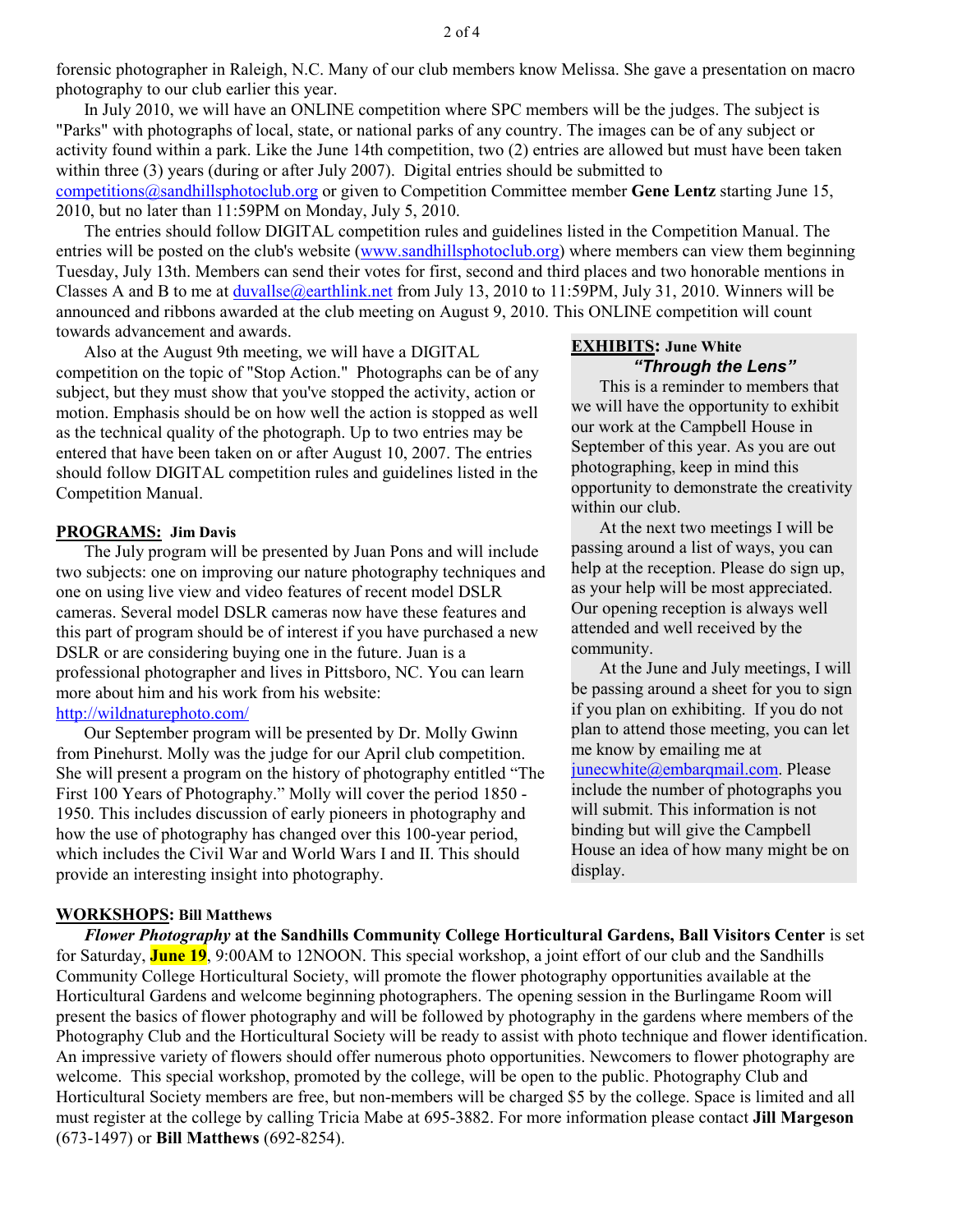forensic photographer in Raleigh, N.C. Many of our club members know Melissa. She gave a presentation on macro photography to our club earlier this year.

In July 2010, we will have an ONLINE competition where SPC members will be the judges. The subject is "Parks" with photographs of local, state, or national parks of any country. The images can be of any subject or activity found within a park. Like the June 14th competition, two (2) entries are allowed but must have been taken within three (3) years (during or after July 2007). Digital entries should be submitted to competitions@sandhillsphotoclub.org or given to Competition Committee member **Gene Lentz** starting June 15, 2010, but no later than 11:59PM on Monday, July 5, 2010.

The entries should follow DIGITAL competition rules and guidelines listed in the Competition Manual. The entries will be posted on the club's website (www.sandhillsphotoclub.org) where members can view them beginning Tuesday, July 13th. Members can send their votes for first, second and third places and two honorable mentions in Classes A and B to me at duvallse@earthlink.net from July 13, 2010 to 11:59PM, July 31, 2010. Winners will be announced and ribbons awarded at the club meeting on August 9, 2010. This ONLINE competition will count towards advancement and awards.

Also at the August 9th meeting, we will have a DIGITAL competition on the topic of "Stop Action." Photographs can be of any subject, but they must show that you've stopped the activity, action or motion. Emphasis should be on how well the action is stopped as well as the technical quality of the photograph. Up to two entries may be entered that have been taken on or after August 10, 2007. The entries should follow DIGITAL competition rules and guidelines listed in the Competition Manual.

**PROGRAMS: Jim Davis**

The July program will be presented by Juan Pons and will include two subjects: one on improving our nature photography techniques and one on using live view and video features of recent model DSLR cameras. Several model DSLR cameras now have these features and this part of program should be of interest if you have purchased a new DSLR or are considering buying one in the future. Juan is a professional photographer and lives in Pittsboro, NC. You can learn more about him and his work from his website: http://wildnaturephoto.com/

Our September program will be presented by Dr. Molly Gwinn from Pinehurst. Molly was the judge for our April club competition. She will present a program on the history of photography entitled "The First 100 Years of Photography." Molly will cover the period 1850 - 1950. This includes discussion of early pioneers in photography and how the use of photography has changed over this 100-year period, which includes the Civil War and World Wars I and II. This should provide an interesting insight into photography.

**EXHIBITS: June White**

***"Through the Lens"***

This is a reminder to members that we will have the opportunity to exhibit our work at the Campbell House in September of this year. As you are out photographing, keep in mind this opportunity to demonstrate the creativity within our club.

At the next two meetings I will be passing around a list of ways, you can help at the reception. Please do sign up, as your help will be most appreciated. Our opening reception is always well attended and well received by the community.

At the June and July meetings, I will be passing around a sheet for you to sign if you plan on exhibiting. If you do not plan to attend those meeting, you can let me know by emailing me at junecwhite@embarqmail.com. Please include the number of photographs you will submit. This information is not binding but will give the Campbell House an idea of how many might be on display.

**WORKSHOPS: Bill Matthews**

***Flower Photography*** **at the Sandhills Community College Horticultural Gardens, Ball Visitors Center** is set for Saturday, **June 19**, 9:00AM to 12NOON. This special workshop, a joint effort of our club and the Sandhills Community College Horticultural Society, will promote the flower photography opportunities available at the Horticultural Gardens and welcome beginning photographers. The opening session in the Burlingame Room will present the basics of flower photography and will be followed by photography in the gardens where members of the Photography Club and the Horticultural Society will be ready to assist with photo technique and flower identification. An impressive variety of flowers should offer numerous photo opportunities. Newcomers to flower photography are welcome. This special workshop, promoted by the college, will be open to the public. Photography Club and Horticultural Society members are free, but non-members will be charged $5 by the college. Space is limited and all must register at the college by calling Tricia Mabe at 695-3882. For more information please contact **Jill Margeson** (673-1497) or **Bill Matthews** (692-8254).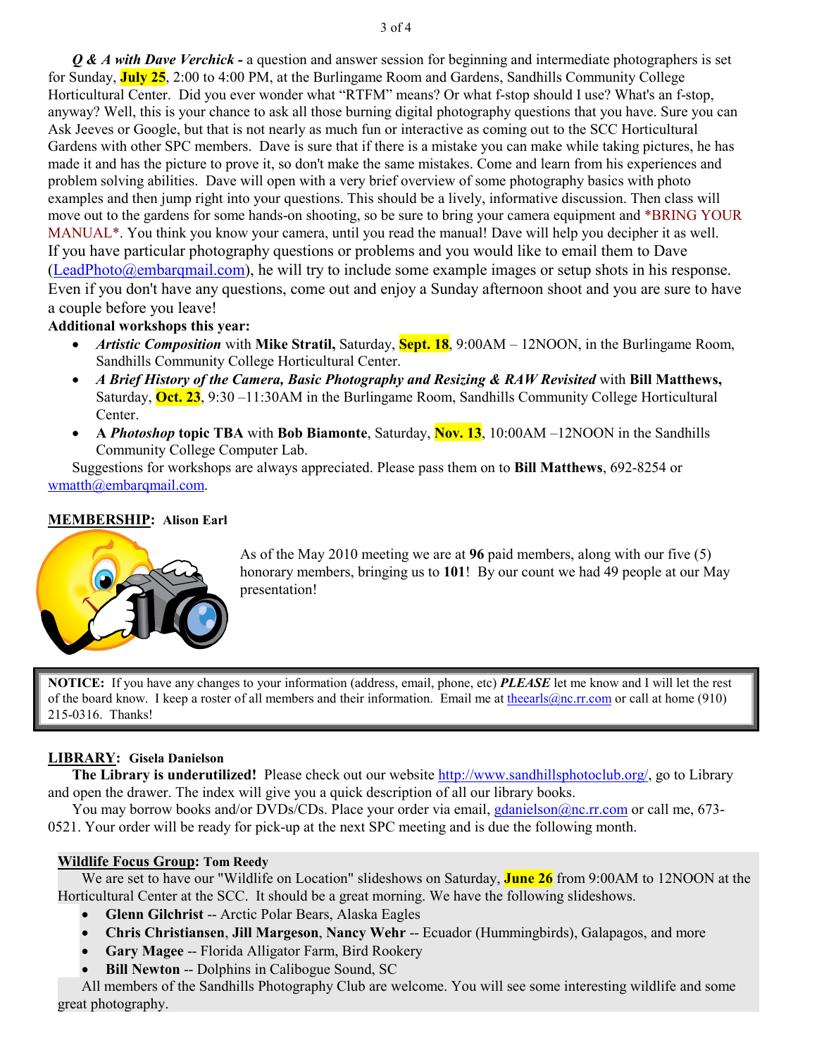***Q & A with Dave Verchick -*** a question and answer session for beginning and intermediate photographers is set for Sunday, **July 25**, 2:00 to 4:00 PM, at the Burlingame Room and Gardens, Sandhills Community College Horticultural Center. Did you ever wonder what "RTFM" means? Or what f-stop should I use? What's an f-stop, anyway? Well, this is your chance to ask all those burning digital photography questions that you have. Sure you can Ask Jeeves or Google, but that is not nearly as much fun or interactive as coming out to the SCC Horticultural Gardens with other SPC members. Dave is sure that if there is a mistake you can make while taking pictures, he has made it and has the picture to prove it, so don't make the same mistakes. Come and learn from his experiences and problem solving abilities. Dave will open with a very brief overview of some photography basics with photo examples and then jump right into your questions. This should be a lively, informative discussion. Then class will move out to the gardens for some hands-on shooting, so be sure to bring your camera equipment and *BRING YOUR MANUAL*. You think you know your camera, until you read the manual! Dave will help you decipher it as well. If you have particular photography questions or problems and you would like to email them to Dave (LeadPhoto@embarqmail.com), he will try to include some example images or setup shots in his response. Even if you don't have any questions, come out and enjoy a Sunday afternoon shoot and you are sure to have a couple before you leave!

**Additional workshops this year:**

- ***Artistic Composition*** with **Mike Stratil,** Saturday, **Sept. 18**, 9:00AM – 12NOON, in the Burlingame Room, Sandhills Community College Horticultural Center.
- ***A Brief History of the Camera, Basic Photography and Resizing & RAW Revisited*** with **Bill Matthews,** Saturday, **Oct. 23**, 9:30 –11:30AM in the Burlingame Room, Sandhills Community College Horticultural Center.
- **A *Photoshop* topic TBA** with **Bob Biamonte**, Saturday, **Nov. 13**, 10:00AM –12NOON in the Sandhills Community College Computer Lab.

Suggestions for workshops are always appreciated. Please pass them on to **Bill Matthews**, 692-8254 or wmatth@embarqmail.com.

## MEMBERSHIP: Alison Earl

As of the May 2010 meeting we are at **96** paid members, along with our five (5) honorary members, bringing us to **101**! By our count we had 49 people at our May presentation!

**NOTICE:** If you have any changes to your information (address, email, phone, etc) ***PLEASE*** let me know and I will let the rest of the board know. I keep a roster of all members and their information. Email me at theearls@nc.rr.com or call at home (910) 215-0316. Thanks!

## LIBRARY: Gisela Danielson

**The Library is underutilized!** Please check out our website http://www.sandhillsphotoclub.org/, go to Library and open the drawer. The index will give you a quick description of all our library books.

You may borrow books and/or DVDs/CDs. Place your order via email, gdanielson@nc.rr.com or call me, 673-0521. Your order will be ready for pick-up at the next SPC meeting and is due the following month.

## Wildlife Focus Group: Tom Reedy

We are set to have our "Wildlife on Location" slideshows on Saturday, **June 26** from 9:00AM to 12NOON at the Horticultural Center at the SCC. It should be a great morning. We have the following slideshows.

- **Glenn Gilchrist** -- Arctic Polar Bears, Alaska Eagles
- **Chris Christiansen**, **Jill Margeson**, **Nancy Wehr** -- Ecuador (Hummingbirds), Galapagos, and more
- **Gary Magee** -- Florida Alligator Farm, Bird Rookery
- **Bill Newton** -- Dolphins in Calibogue Sound, SC

All members of the Sandhills Photography Club are welcome. You will see some interesting wildlife and some great photography.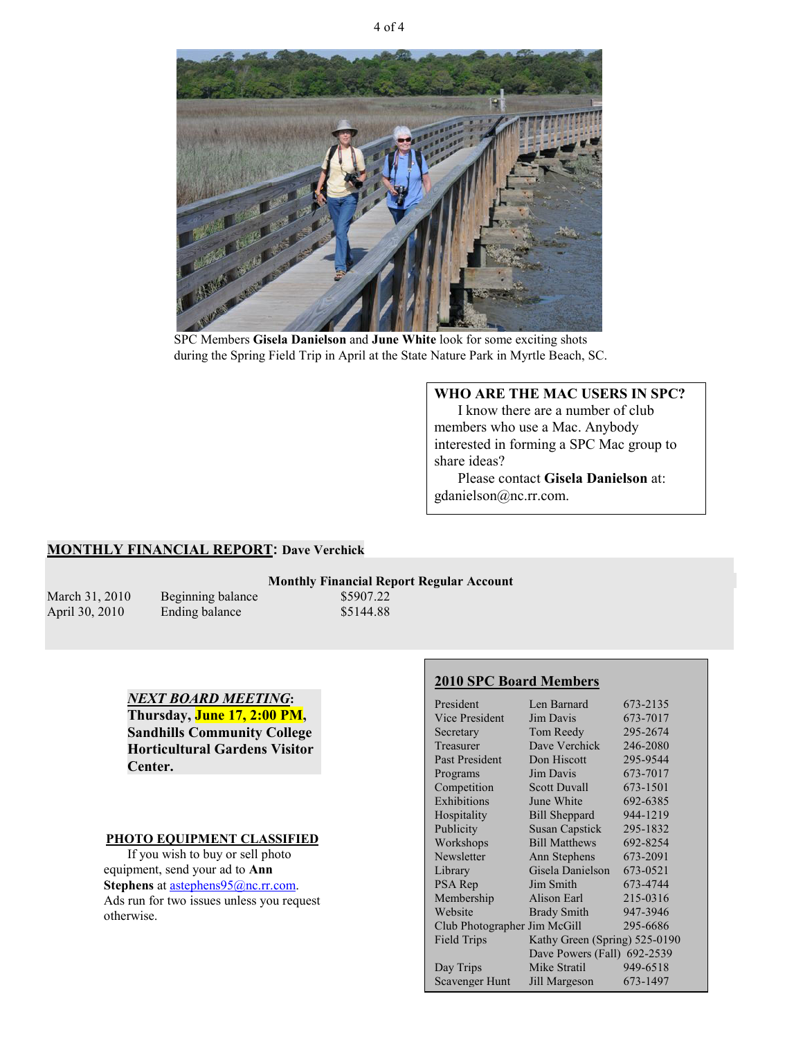SPC Members **Gisela Danielson** and **June White** look for some exciting shots during the Spring Field Trip in April at the State Nature Park in Myrtle Beach, SC.

**WHO ARE THE MAC USERS IN SPC?**

I know there are a number of club members who use a Mac. Anybody interested in forming a SPC Mac group to share ideas?

Please contact **Gisela Danielson** at: gdanielson@nc.rr.com.

## MONTHLY FINANCIAL REPORT: Dave Verchick

**Monthly Financial Report Regular Account**

| | | |
|---|---|---|
| March 31, 2010 | Beginning balance | $5907.22 |
| April 30, 2010 | Ending balance | $5144.88 |

***NEXT BOARD MEETING*:**
**Thursday, June 17, 2:00 PM, Sandhills Community College Horticultural Gardens Visitor Center.**

**PHOTO EQUIPMENT CLASSIFIED**

If you wish to buy or sell photo equipment, send your ad to **Ann Stephens** at astephens95@nc.rr.com. Ads run for two issues unless you request otherwise.

## 2010 SPC Board Members

| | | |
|---|---|---|
| President | Len Barnard | 673-2135 |
| Vice President | Jim Davis | 673-7017 |
| Secretary | Tom Reedy | 295-2674 |
| Treasurer | Dave Verchick | 246-2080 |
| Past President | Don Hiscott | 295-9544 |
| Programs | Jim Davis | 673-7017 |
| Competition | Scott Duvall | 673-1501 |
| Exhibitions | June White | 692-6385 |
| Hospitality | Bill Sheppard | 944-1219 |
| Publicity | Susan Capstick | 295-1832 |
| Workshops | Bill Matthews | 692-8254 |
| Newsletter | Ann Stephens | 673-2091 |
| Library | Gisela Danielson | 673-0521 |
| PSA Rep | Jim Smith | 673-4744 |
| Membership | Alison Earl | 215-0316 |
| Website | Brady Smith | 947-3946 |
| Club Photographer | Jim McGill | 295-6686 |
| Field Trips | Kathy Green (Spring) | 525-0190 |
| | Dave Powers (Fall) | 692-2539 |
| Day Trips | Mike Stratil | 949-6518 |
| Scavenger Hunt | Jill Margeson | 673-1497 |